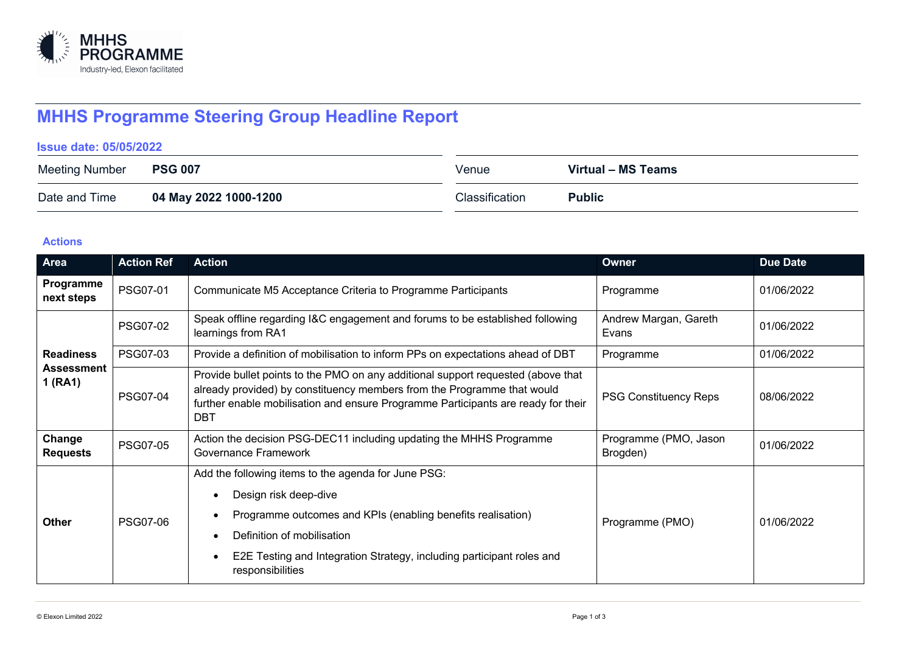MHHS PROGRAMME
Industry-led, Elexon facilitated

# MHHS Programme Steering Group Headline Report

**Issue date: 05/05/2022**

| | | | |
|---|---|---|---|
| Meeting Number | **PSG 007** | Venue | **Virtual – MS Teams** |
| Date and Time | **04 May 2022 1000-1200** | Classification | **Public** |

## Actions

| Area | Action Ref | Action | Owner | Due Date |
|---|---|---|---|---|
| **Programme next steps** | PSG07-01 | Communicate M5 Acceptance Criteria to Programme Participants | Programme | 01/06/2022 |
| **Readiness Assessment 1 (RA1)** | PSG07-02 | Speak offline regarding I&C engagement and forums to be established following learnings from RA1 | Andrew Margan, Gareth Evans | 01/06/2022 |
| | PSG07-03 | Provide a definition of mobilisation to inform PPs on expectations ahead of DBT | Programme | 01/06/2022 |
| | PSG07-04 | Provide bullet points to the PMO on any additional support requested (above that already provided) by constituency members from the Programme that would further enable mobilisation and ensure Programme Participants are ready for their DBT | PSG Constituency Reps | 08/06/2022 |
| **Change Requests** | PSG07-05 | Action the decision PSG-DEC11 including updating the MHHS Programme Governance Framework | Programme (PMO, Jason Brogden) | 01/06/2022 |
| **Other** | PSG07-06 | Add the following items to the agenda for June PSG: <br>• Design risk deep-dive <br>• Programme outcomes and KPIs (enabling benefits realisation) <br>• Definition of mobilisation <br>• E2E Testing and Integration Strategy, including participant roles and responsibilities | Programme (PMO) | 01/06/2022 |

© Elexon Limited 2022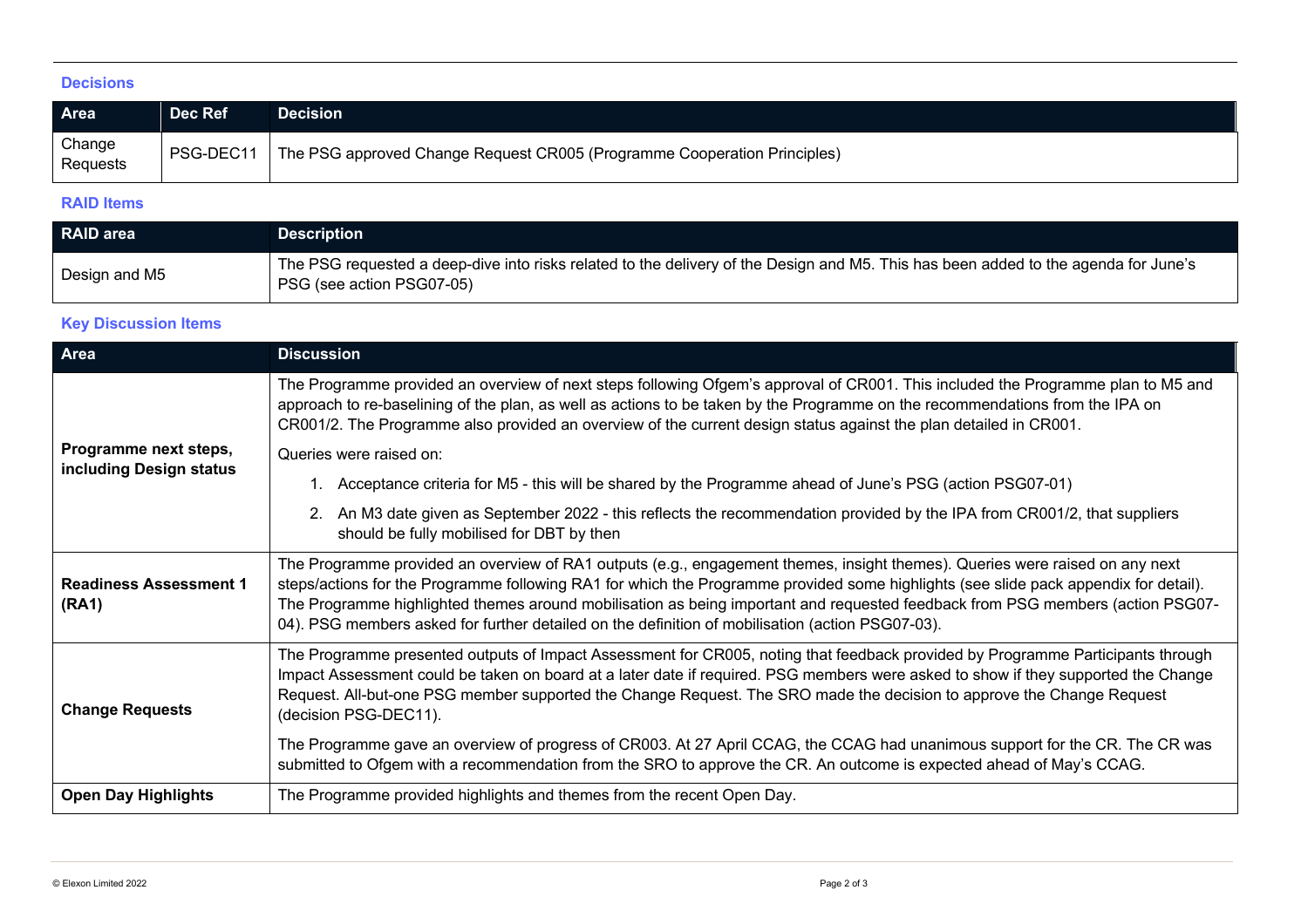## Decisions

| Area | Dec Ref | Decision |
|---|---|---|
| Change Requests | PSG-DEC11 | The PSG approved Change Request CR005 (Programme Cooperation Principles) |

## RAID Items

| RAID area | Description |
|---|---|
| Design and M5 | The PSG requested a deep-dive into risks related to the delivery of the Design and M5. This has been added to the agenda for June's PSG (see action PSG07-05) |

## Key Discussion Items

| Area | Discussion |
|---|---|
| **Programme next steps, including Design status** | The Programme provided an overview of next steps following Ofgem's approval of CR001. This included the Programme plan to M5 and approach to re-baselining of the plan, as well as actions to be taken by the Programme on the recommendations from the IPA on CR001/2. The Programme also provided an overview of the current design status against the plan detailed in CR001.<br><br>Queries were raised on:<br>1. Acceptance criteria for M5 - this will be shared by the Programme ahead of June's PSG (action PSG07-01)<br>2. An M3 date given as September 2022 - this reflects the recommendation provided by the IPA from CR001/2, that suppliers should be fully mobilised for DBT by then |
| **Readiness Assessment 1 (RA1)** | The Programme provided an overview of RA1 outputs (e.g., engagement themes, insight themes). Queries were raised on any next steps/actions for the Programme following RA1 for which the Programme provided some highlights (see slide pack appendix for detail). The Programme highlighted themes around mobilisation as being important and requested feedback from PSG members (action PSG07-04). PSG members asked for further detailed on the definition of mobilisation (action PSG07-03). |
| **Change Requests** | The Programme presented outputs of Impact Assessment for CR005, noting that feedback provided by Programme Participants through Impact Assessment could be taken on board at a later date if required. PSG members were asked to show if they supported the Change Request. All-but-one PSG member supported the Change Request. The SRO made the decision to approve the Change Request (decision PSG-DEC11).<br><br>The Programme gave an overview of progress of CR003. At 27 April CCAG, the CCAG had unanimous support for the CR. The CR was submitted to Ofgem with a recommendation from the SRO to approve the CR. An outcome is expected ahead of May's CCAG. |
| **Open Day Highlights** | The Programme provided highlights and themes from the recent Open Day. |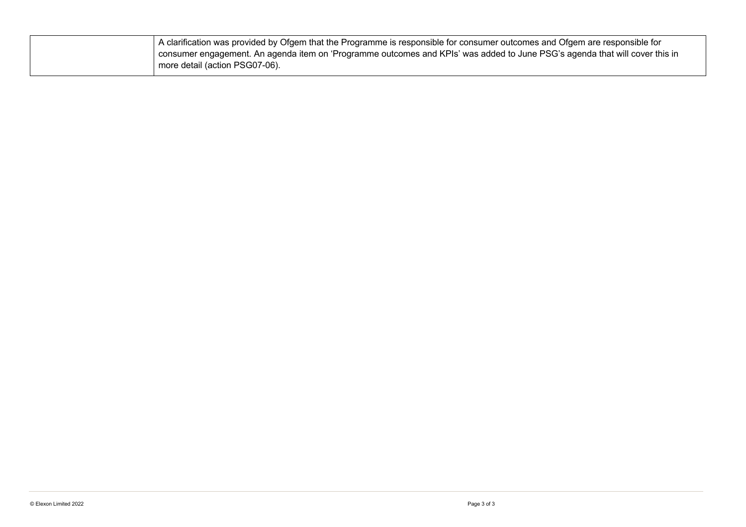| | |
|---|---|
| | A clarification was provided by Ofgem that the Programme is responsible for consumer outcomes and Ofgem are responsible for consumer engagement. An agenda item on 'Programme outcomes and KPIs' was added to June PSG's agenda that will cover this in more detail (action PSG07-06). |